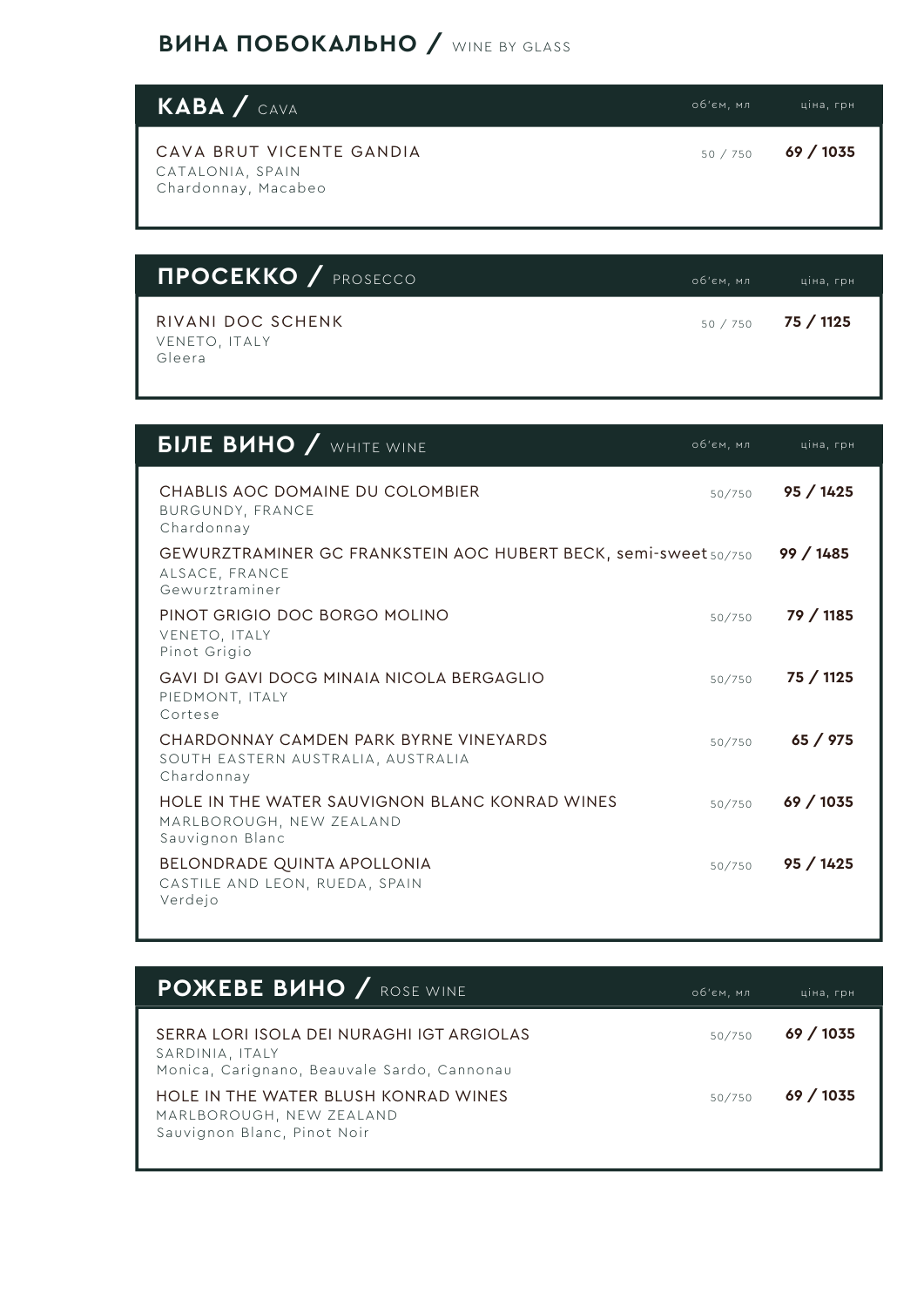# ВИНА ПОБОКАЛЬНО / WINE BY GLASS

## КАВА / CAVA

| | об'єм, мл | ціна, грн |
|---|---|---|
| CAVA BRUT VICENTE GANDIA<br>CATALONIA, SPAIN<br>Chardonnay, Macabeo | 50 / 750 | **69 / 1035** |

## ПРОСЕККО / PROSECCO

| | об'єм, мл | ціна, грн |
|---|---|---|
| RIVANI DOC SCHENK<br>VENETO, ITALY<br>Gleera | 50 / 750 | **75 / 1125** |

## БІЛЕ ВИНО / WHITE WINE

| | об'єм, мл | ціна, грн |
|---|---|---|
| CHABLIS AOC DOMAINE DU COLOMBIER<br>BURGUNDY, FRANCE<br>Chardonnay | 50/750 | **95 / 1425** |
| GEWURZTRAMINER GC FRANKSTEIN AOC HUBERT BECK, semi-sweet<br>ALSACE, FRANCE<br>Gewurztraminer | 50/750 | **99 / 1485** |
| PINOT GRIGIO DOC BORGO MOLINO<br>VENETO, ITALY<br>Pinot Grigio | 50/750 | **79 / 1185** |
| GAVI DI GAVI DOCG MINAIA NICOLA BERGAGLIO<br>PIEDMONT, ITALY<br>Cortese | 50/750 | **75 / 1125** |
| CHARDONNAY CAMDEN PARK BYRNE VINEYARDS<br>SOUTH EASTERN AUSTRALIA, AUSTRALIA<br>Chardonnay | 50/750 | **65 / 975** |
| HOLE IN THE WATER SAUVIGNON BLANC KONRAD WINES<br>MARLBOROUGH, NEW ZEALAND<br>Sauvignon Blanc | 50/750 | **69 / 1035** |
| BELONDRADE QUINTA APOLLONIA<br>CASTILE AND LEON, RUEDA, SPAIN<br>Verdejo | 50/750 | **95 / 1425** |

## РОЖЕВЕ ВИНО / ROSE WINE

| | об'єм, мл | ціна, грн |
|---|---|---|
| SERRA LORI ISOLA DEI NURAGHI IGT ARGIOLAS<br>SARDINIA, ITALY<br>Monica, Carignano, Beauvale Sardo, Cannonau | 50/750 | **69 / 1035** |
| HOLE IN THE WATER BLUSH KONRAD WINES<br>MARLBOROUGH, NEW ZEALAND<br>Sauvignon Blanc, Pinot Noir | 50/750 | **69 / 1035** |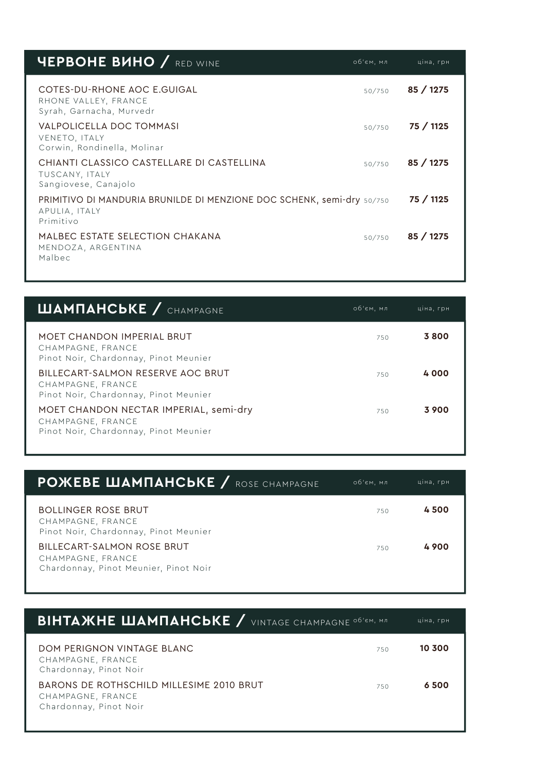## ЧЕРВОНЕ ВИНО / RED WINE

| | об'єм, мл | ціна, грн |
|---|---|---|
| COTES-DU-RHONE AOC E.GUIGAL<br>RHONE VALLEY, FRANCE<br>Syrah, Garnacha, Murvedr | 50/750 | **85 / 1275** |
| VALPOLICELLA DOC TOMMASI<br>VENETO, ITALY<br>Corwin, Rondinella, Molinar | 50/750 | **75 / 1125** |
| CHIANTI CLASSICO CASTELLARE DI CASTELLINA<br>TUSCANY, ITALY<br>Sangiovese, Canajolo | 50/750 | **85 / 1275** |
| PRIMITIVO DI MANDURIA BRUNILDE DI MENZIONE DOC SCHENK, semi-dry<br>APULIA, ITALY<br>Primitivo | 50/750 | **75 / 1125** |
| MALBEC ESTATE SELECTION CHAKANA<br>MENDOZA, ARGENTINA<br>Malbec | 50/750 | **85 / 1275** |

## ШАМПАНСЬКЕ / CHAMPAGNE

| | об'єм, мл | ціна, грн |
|---|---|---|
| MOET CHANDON IMPERIAL BRUT<br>CHAMPAGNE, FRANCE<br>Pinot Noir, Chardonnay, Pinot Meunier | 750 | **3 800** |
| BILLECART-SALMON RESERVE AOC BRUT<br>CHAMPAGNE, FRANCE<br>Pinot Noir, Chardonnay, Pinot Meunier | 750 | **4 000** |
| MOET CHANDON NECTAR IMPERIAL, semi-dry<br>CHAMPAGNE, FRANCE<br>Pinot Noir, Chardonnay, Pinot Meunier | 750 | **3 900** |

## РОЖЕВЕ ШАМПАНСЬКЕ / ROSE CHAMPAGNE

| | об'єм, мл | ціна, грн |
|---|---|---|
| BOLLINGER ROSE BRUT<br>CHAMPAGNE, FRANCE<br>Pinot Noir, Chardonnay, Pinot Meunier | 750 | **4 500** |
| BILLECART-SALMON ROSE BRUT<br>CHAMPAGNE, FRANCE<br>Chardonnay, Pinot Meunier, Pinot Noir | 750 | **4 900** |

## ВІНТАЖНЕ ШАМПАНСЬКЕ / VINTAGE CHAMPAGNE

| | об'єм, мл | ціна, грн |
|---|---|---|
| DOM PERIGNON VINTAGE BLANC<br>CHAMPAGNE, FRANCE<br>Chardonnay, Pinot Noir | 750 | **10 300** |
| BARONS DE ROTHSCHILD MILLESIME 2010 BRUT<br>CHAMPAGNE, FRANCE<br>Chardonnay, Pinot Noir | 750 | **6 500** |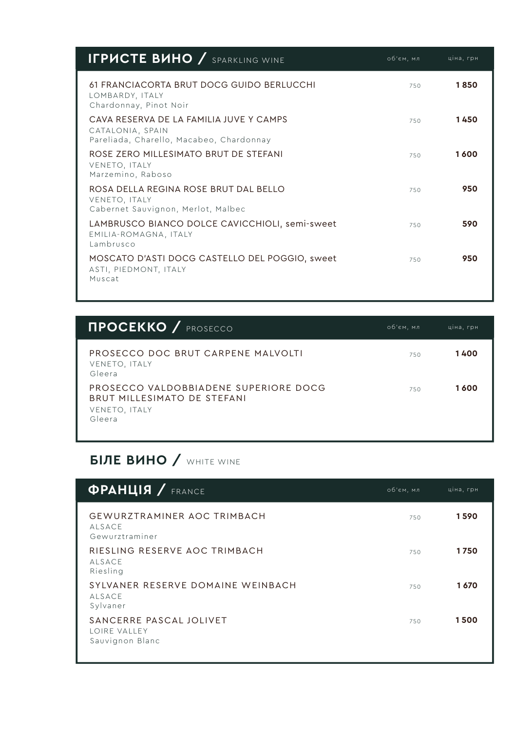## ІГРИСТЕ ВИНО / SPARKLING WINE

| | об'єм, мл | ціна, грн |
|---|---|---|
| 61 FRANCIACORTA BRUT DOCG GUIDO BERLUCCHI<br>LOMBARDY, ITALY<br>Chardonnay, Pinot Noir | 750 | **1 850** |
| CAVA RESERVA DE LA FAMILIA JUVE Y CAMPS<br>CATALONIA, SPAIN<br>Pareliada, Charello, Macabeo, Chardonnay | 750 | **1 450** |
| ROSE ZERO MILLESIMATO BRUT DE STEFANI<br>VENETO, ITALY<br>Marzemino, Raboso | 750 | **1 600** |
| ROSA DELLA REGINA ROSE BRUT DAL BELLO<br>VENETO, ITALY<br>Cabernet Sauvignon, Merlot, Malbec | 750 | **950** |
| LAMBRUSCO BIANCO DOLCE CAVICCHIOLI, semi-sweet<br>EMILIA-ROMAGNA, ITALY<br>Lambrusco | 750 | **590** |
| MOSCATO D'ASTI DOCG CASTELLO DEL POGGIO, sweet<br>ASTI, PIEDMONT, ITALY<br>Muscat | 750 | **950** |

## ПРОСЕККО / PROSECCO

| | об'єм, мл | ціна, грн |
|---|---|---|
| PROSECCO DOC BRUT CARPENE MALVOLTI<br>VENETO, ITALY<br>Gleera | 750 | **1 400** |
| PROSECCO VALDOBBIADENE SUPERIORE DOCG BRUT MILLESIMATO DE STEFANI<br>VENETO, ITALY<br>Gleera | 750 | **1 600** |

# БІЛЕ ВИНО / WHITE WINE

## ФРАНЦІЯ / FRANCE

| | об'єм, мл | ціна, грн |
|---|---|---|
| GEWURZTRAMINER AOC TRIMBACH<br>ALSACE<br>Gewurztraminer | 750 | **1 590** |
| RIESLING RESERVE AOC TRIMBACH<br>ALSACE<br>Riesling | 750 | **1 750** |
| SYLVANER RESERVE DOMAINE WEINBACH<br>ALSACE<br>Sylvaner | 750 | **1 670** |
| SANCERRE PASCAL JOLIVET<br>LOIRE VALLEY<br>Sauvignon Blanc | 750 | **1 500** |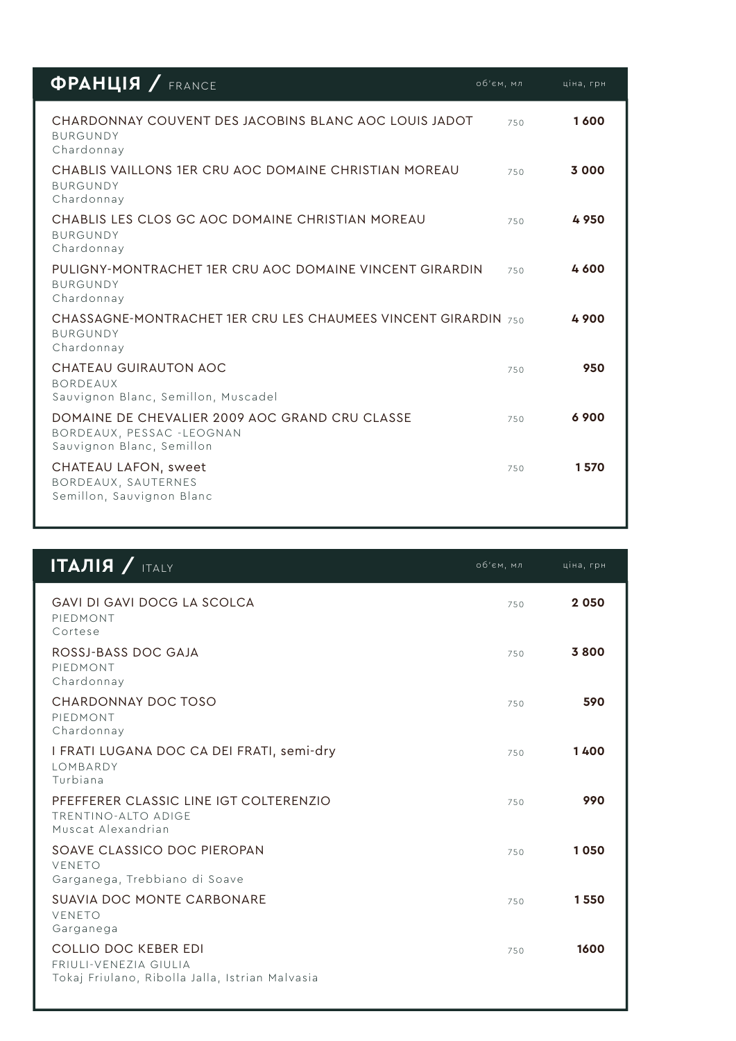## ФРАНЦІЯ / FRANCE

| | об'єм, мл | ціна, грн |
|---|---|---|
| CHARDONNAY COUVENT DES JACOBINS BLANC AOC LOUIS JADOT<br>BURGUNDY<br>Chardonnay | 750 | **1 600** |
| CHABLIS VAILLONS 1ER CRU AOC DOMAINE CHRISTIAN MOREAU<br>BURGUNDY<br>Chardonnay | 750 | **3 000** |
| CHABLIS LES CLOS GC AOC DOMAINE CHRISTIAN MOREAU<br>BURGUNDY<br>Chardonnay | 750 | **4 950** |
| PULIGNY-MONTRACHET 1ER CRU AOC DOMAINE VINCENT GIRARDIN<br>BURGUNDY<br>Chardonnay | 750 | **4 600** |
| CHASSAGNE-MONTRACHET 1ER CRU LES CHAUMEES VINCENT GIRARDIN<br>BURGUNDY<br>Chardonnay | 750 | **4 900** |
| CHATEAU GUIRAUTON AOC<br>BORDEAUX<br>Sauvignon Blanc, Semillon, Muscadel | 750 | **950** |
| DOMAINE DE CHEVALIER 2009 AOC GRAND CRU CLASSE<br>BORDEAUX, PESSAC -LEOGNAN<br>Sauvignon Blanc, Semillon | 750 | **6 900** |
| CHATEAU LAFON, sweet<br>BORDEAUX, SAUTERNES<br>Semillon, Sauvignon Blanc | 750 | **1 570** |

## ІТАЛІЯ / ITALY

| | об'єм, мл | ціна, грн |
|---|---|---|
| GAVI DI GAVI DOCG LA SCOLCA<br>PIEDMONT<br>Cortese | 750 | **2 050** |
| ROSSJ-BASS DOC GAJA<br>PIEDMONT<br>Chardonnay | 750 | **3 800** |
| CHARDONNAY DOC TOSO<br>PIEDMONT<br>Chardonnay | 750 | **590** |
| I FRATI LUGANA DOC CA DEI FRATI, semi-dry<br>LOMBARDY<br>Turbiana | 750 | **1 400** |
| PFEFFERER CLASSIC LINE IGT COLTERENZIO<br>TRENTINO-ALTO ADIGE<br>Muscat Alexandrian | 750 | **990** |
| SOAVE CLASSICO DOC PIEROPAN<br>VENETO<br>Garganega, Trebbiano di Soave | 750 | **1 050** |
| SUAVIA DOC MONTE CARBONARE<br>VENETO<br>Garganega | 750 | **1 550** |
| COLLIO DOC KEBER EDI<br>FRIULI-VENEZIA GIULIA<br>Tokaj Friulano, Ribolla Jalla, Istrian Malvasia | 750 | **1600** |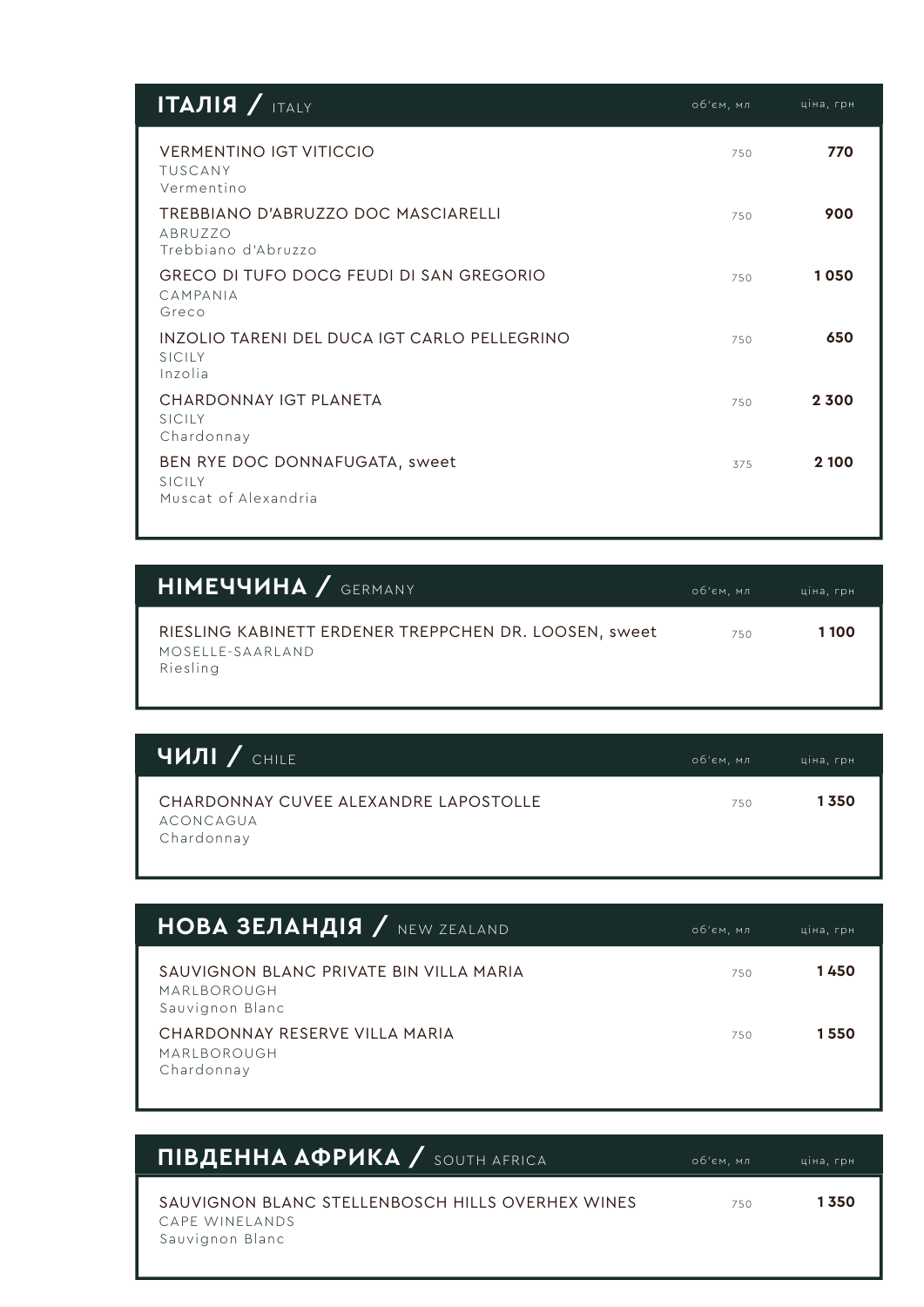## ІТАЛІЯ / ITALY

| | об'єм, мл | ціна, грн |
|---|---|---|
| VERMENTINO IGT VITICCIO<br>TUSCANY<br>Vermentino | 750 | **770** |
| TREBBIANO D'ABRUZZO DOC MASCIARELLI<br>ABRUZZO<br>Trebbiano d'Abruzzo | 750 | **900** |
| GRECO DI TUFO DOCG FEUDI DI SAN GREGORIO<br>CAMPANIA<br>Greco | 750 | **1 050** |
| INZOLIO TARENI DEL DUCA IGT CARLO PELLEGRINO<br>SICILY<br>Inzolia | 750 | **650** |
| CHARDONNAY IGT PLANETA<br>SICILY<br>Chardonnay | 750 | **2 300** |
| BEN RYE DOC DONNAFUGATA, sweet<br>SICILY<br>Muscat of Alexandria | 375 | **2 100** |

## НІМЕЧЧИНА / GERMANY

| | об'єм, мл | ціна, грн |
|---|---|---|
| RIESLING KABINETT ERDENER TREPPCHEN DR. LOOSEN, sweet<br>MOSELLE-SAARLAND<br>Riesling | 750 | **1 100** |

## ЧИЛІ / CHILE

| | об'єм, мл | ціна, грн |
|---|---|---|
| CHARDONNAY CUVEE ALEXANDRE LAPOSTOLLE<br>ACONCAGUA<br>Chardonnay | 750 | **1 350** |

## НОВА ЗЕЛАНДІЯ / NEW ZEALAND

| | об'єм, мл | ціна, грн |
|---|---|---|
| SAUVIGNON BLANC PRIVATE BIN VILLA MARIA<br>MARLBOROUGH<br>Sauvignon Blanc | 750 | **1 450** |
| CHARDONNAY RESERVE VILLA MARIA<br>MARLBOROUGH<br>Chardonnay | 750 | **1 550** |

## ПІВДЕННА АФРИКА / SOUTH AFRICA

| | об'єм, мл | ціна, грн |
|---|---|---|
| SAUVIGNON BLANC STELLENBOSCH HILLS OVERHEX WINES<br>CAPE WINELANDS<br>Sauvignon Blanc | 750 | **1 350** |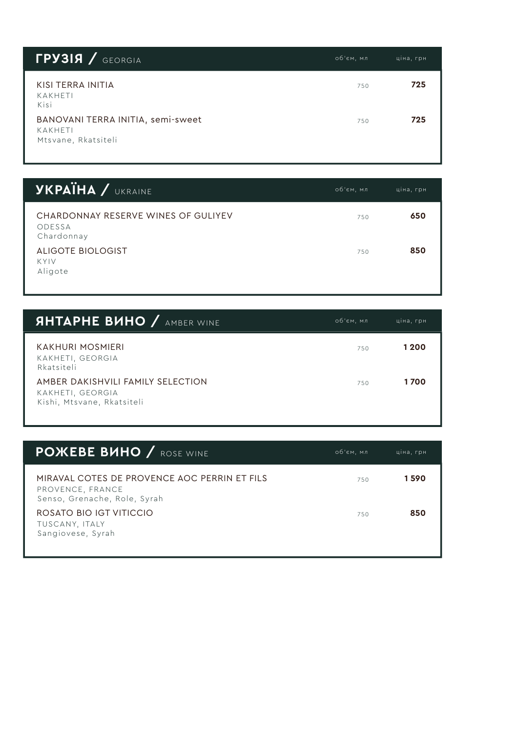## ГРУЗІЯ / GEORGIA

| | об'єм, мл | ціна, грн |
|---|---|---|
| KISI TERRA INITIA<br>KAKHETI<br>Kisi | 750 | **725** |
| BANOVANI TERRA INITIA, semi-sweet<br>KAKHETI<br>Mtsvane, Rkatsiteli | 750 | **725** |

## УКРАЇНА / UKRAINE

| | об'єм, мл | ціна, грн |
|---|---|---|
| CHARDONNAY RESERVE WINES OF GULIYEV<br>ODESSA<br>Chardonnay | 750 | **650** |
| ALIGOTE BIOLOGIST<br>KYIV<br>Aligote | 750 | **850** |

## ЯНТАРНЕ ВИНО / AMBER WINE

| | об'єм, мл | ціна, грн |
|---|---|---|
| KAKHURI MOSMIERI<br>KAKHETI, GEORGIA<br>Rkatsiteli | 750 | **1 200** |
| AMBER DAKISHVILI FAMILY SELECTION<br>KAKHETI, GEORGIA<br>Kishi, Mtsvane, Rkatsiteli | 750 | **1 700** |

## РОЖЕВЕ ВИНО / ROSE WINE

| | об'єм, мл | ціна, грн |
|---|---|---|
| MIRAVAL COTES DE PROVENCE AOC PERRIN ET FILS<br>PROVENCE, FRANCE<br>Senso, Grenache, Role, Syrah | 750 | **1 590** |
| ROSATO BIO IGT VITICCIO<br>TUSCANY, ITALY<br>Sangiovese, Syrah | 750 | **850** |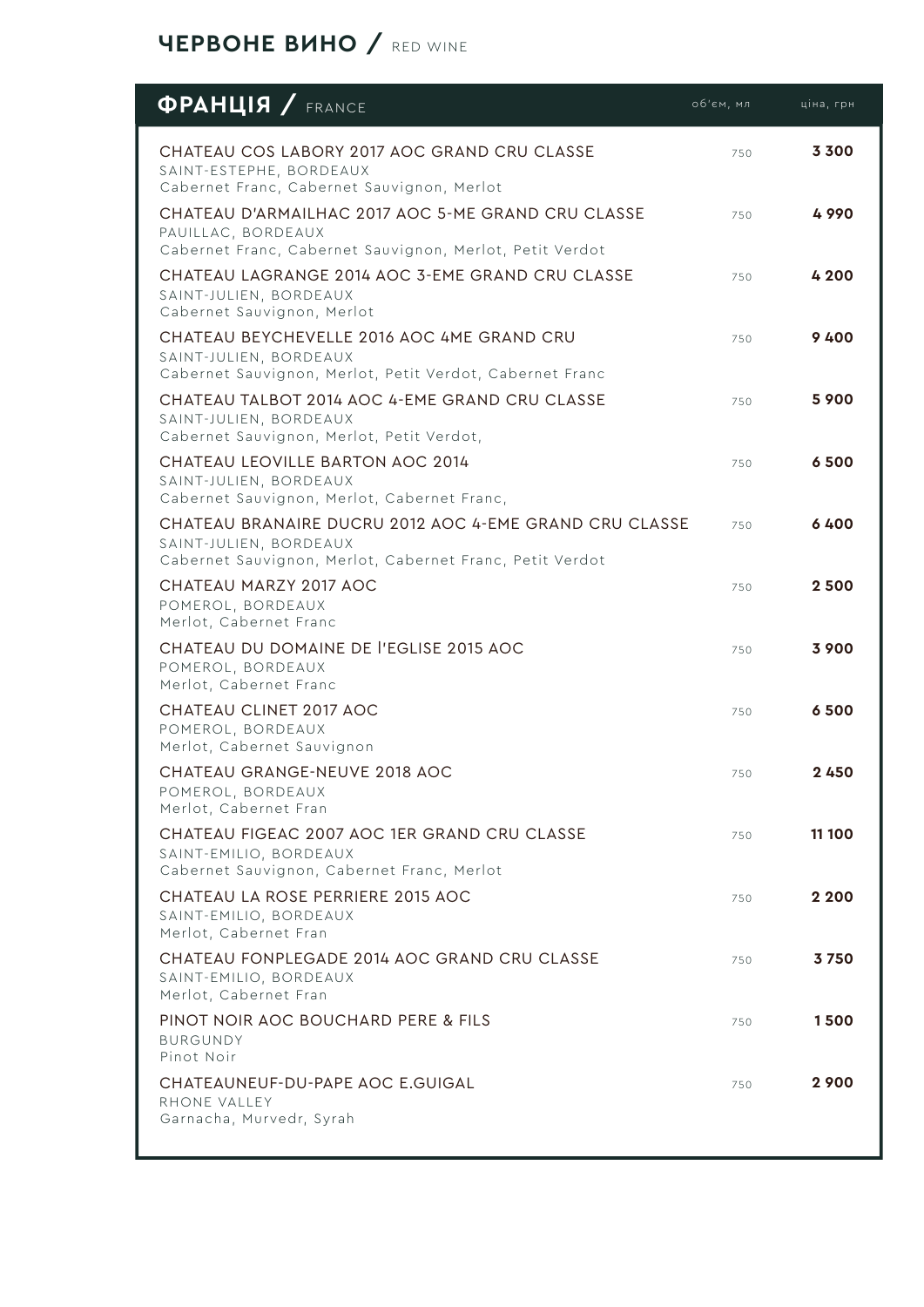# ЧЕРВОНЕ ВИНО / RED WINE

## ФРАНЦІЯ / FRANCE

| | об'єм, мл | ціна, грн |
|---|---|---|
| CHATEAU COS LABORY 2017 AOC GRAND CRU CLASSE<br>SAINT-ESTEPHE, BORDEAUX<br>Cabernet Franc, Cabernet Sauvignon, Merlot | 750 | **3 300** |
| CHATEAU D'ARMAILHAC 2017 AOC 5-ME GRAND CRU CLASSE<br>PAUILLAC, BORDEAUX<br>Cabernet Franc, Cabernet Sauvignon, Merlot, Petit Verdot | 750 | **4 990** |
| CHATEAU LAGRANGE 2014 AOC 3-EME GRAND CRU CLASSE<br>SAINT-JULIEN, BORDEAUX<br>Cabernet Sauvignon, Merlot | 750 | **4 200** |
| CHATEAU BEYCHEVELLE 2016 AOC 4ME GRAND CRU<br>SAINT-JULIEN, BORDEAUX<br>Cabernet Sauvignon, Merlot, Petit Verdot, Cabernet Franc | 750 | **9 400** |
| CHATEAU TALBOT 2014 AOC 4-EME GRAND CRU CLASSE<br>SAINT-JULIEN, BORDEAUX<br>Cabernet Sauvignon, Merlot, Petit Verdot, | 750 | **5 900** |
| CHATEAU LEOVILLE BARTON AOC 2014<br>SAINT-JULIEN, BORDEAUX<br>Cabernet Sauvignon, Merlot, Cabernet Franc, | 750 | **6 500** |
| CHATEAU BRANAIRE DUCRU 2012 AOC 4-EME GRAND CRU CLASSE<br>SAINT-JULIEN, BORDEAUX<br>Cabernet Sauvignon, Merlot, Cabernet Franc, Petit Verdot | 750 | **6 400** |
| CHATEAU MARZY 2017 AOC<br>POMEROL, BORDEAUX<br>Merlot, Cabernet Franc | 750 | **2 500** |
| CHATEAU DU DOMAINE DE l'EGLISE 2015 AOC<br>POMEROL, BORDEAUX<br>Merlot, Cabernet Franc | 750 | **3 900** |
| CHATEAU CLINET 2017 AOC<br>POMEROL, BORDEAUX<br>Merlot, Cabernet Sauvignon | 750 | **6 500** |
| CHATEAU GRANGE-NEUVE 2018 AOC<br>POMEROL, BORDEAUX<br>Merlot, Cabernet Fran | 750 | **2 450** |
| CHATEAU FIGEAC 2007 AOC 1ER GRAND CRU CLASSE<br>SAINT-EMILIO, BORDEAUX<br>Cabernet Sauvignon, Cabernet Franc, Merlot | 750 | **11 100** |
| CHATEAU LA ROSE PERRIERE 2015 AOC<br>SAINT-EMILIO, BORDEAUX<br>Merlot, Cabernet Fran | 750 | **2 200** |
| CHATEAU FONPLEGADE 2014 AOC GRAND CRU CLASSE<br>SAINT-EMILIO, BORDEAUX<br>Merlot, Cabernet Fran | 750 | **3 750** |
| PINOT NOIR AOC BOUCHARD PERE & FILS<br>BURGUNDY<br>Pinot Noir | 750 | **1 500** |
| CHATEAUNEUF-DU-PAPE AOC E.GUIGAL<br>RHONE VALLEY<br>Garnacha, Murvedr, Syrah | 750 | **2 900** |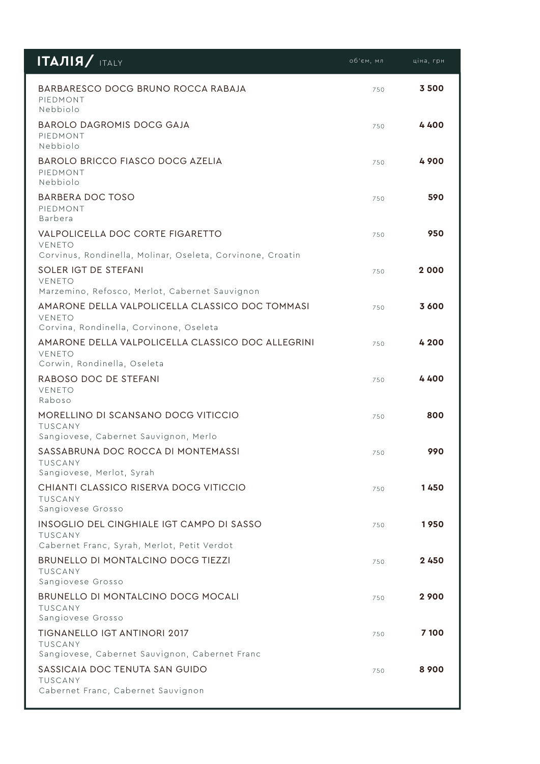## ІТАЛІЯ/ ITALY

| | об'єм, мл | ціна, грн |
|---|---|---|
| BARBARESCO DOCG BRUNO ROCCA RABAJA<br>PIEDMONT<br>Nebbiolo | 750 | **3 500** |
| BAROLO DAGROMIS DOCG GAJA<br>PIEDMONT<br>Nebbiolo | 750 | **4 400** |
| BAROLO BRICCO FIASCO DOCG AZELIA<br>PIEDMONT<br>Nebbiolo | 750 | **4 900** |
| BARBERA DOC TOSO<br>PIEDMONT<br>Barbera | 750 | **590** |
| VALPOLICELLA DOC CORTE FIGARETTO<br>VENETO<br>Corvinus, Rondinella, Molinar, Oseleta, Corvinone, Croatin | 750 | **950** |
| SOLER IGT DE STEFANI<br>VENETO<br>Marzemino, Refosco, Merlot, Cabernet Sauvignon | 750 | **2 000** |
| AMARONE DELLA VALPOLICELLA CLASSICO DOC TOMMASI<br>VENETO<br>Corvina, Rondinella, Corvinone, Oseleta | 750 | **3 600** |
| AMARONE DELLA VALPOLICELLA CLASSICO DOC ALLEGRINI<br>VENETO<br>Corwin, Rondinella, Oseleta | 750 | **4 200** |
| RABOSO DOC DE STEFANI<br>VENETO<br>Raboso | 750 | **4 400** |
| MORELLINO DI SCANSANO DOCG VITICCIO<br>TUSCANY<br>Sangiovese, Cabernet Sauvignon, Merlo | 750 | **800** |
| SASSABRUNA DOC ROCCA DI MONTEMASSI<br>TUSCANY<br>Sangiovese, Merlot, Syrah | 750 | **990** |
| CHIANTI CLASSICO RISERVA DOCG VITICCIO<br>TUSCANY<br>Sangiovese Grosso | 750 | **1 450** |
| INSOGLIO DEL CINGHIALE IGT CAMPO DI SASSO<br>TUSCANY<br>Cabernet Franc, Syrah, Merlot, Petit Verdot | 750 | **1 950** |
| BRUNELLO DI MONTALCINO DOCG TIEZZI<br>TUSCANY<br>Sangiovese Grosso | 750 | **2 450** |
| BRUNELLO DI MONTALCINO DOCG MOCALI<br>TUSCANY<br>Sangiovese Grosso | 750 | **2 900** |
| TIGNANELLO IGT ANTINORI 2017<br>TUSCANY<br>Sangiovese, Cabernet Sauvignon, Cabernet Franc | 750 | **7 100** |
| SASSICAIA DOC TENUTA SAN GUIDO<br>TUSCANY<br>Cabernet Franc, Cabernet Sauvignon | 750 | **8 900** |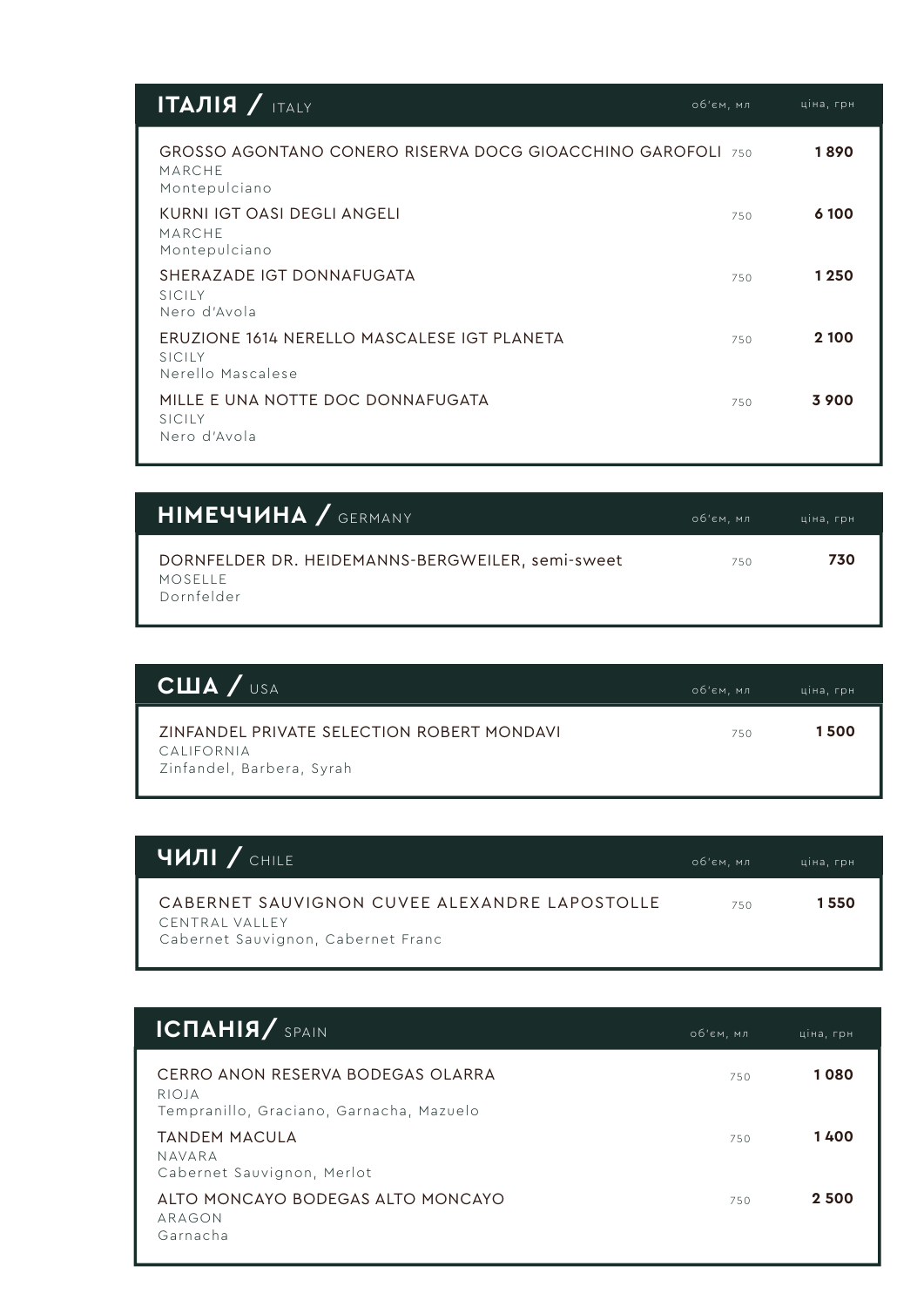## ІТАЛІЯ / ITALY

| | об'єм, мл | ціна, грн |
|---|---|---|
| GROSSO AGONTANO CONERO RISERVA DOCG GIOACCHINO GAROFOLI<br>MARCHE<br>Montepulciano | 750 | **1 890** |
| KURNI IGT OASI DEGLI ANGELI<br>MARCHE<br>Montepulciano | 750 | **6 100** |
| SHERAZADE IGT DONNAFUGATA<br>SICILY<br>Nero d'Avola | 750 | **1 250** |
| ERUZIONE 1614 NERELLO MASCALESE IGT PLANETA<br>SICILY<br>Nerello Mascalese | 750 | **2 100** |
| MILLE E UNA NOTTE DOC DONNAFUGATA<br>SICILY<br>Nero d'Avola | 750 | **3 900** |

## НІМЕЧЧИНА / GERMANY

| | об'єм, мл | ціна, грн |
|---|---|---|
| DORNFELDER DR. HEIDEMANNS-BERGWEILER, semi-sweet<br>MOSELLE<br>Dornfelder | 750 | **730** |

## США / USA

| | об'єм, мл | ціна, грн |
|---|---|---|
| ZINFANDEL PRIVATE SELECTION ROBERT MONDAVI<br>CALIFORNIA<br>Zinfandel, Barbera, Syrah | 750 | **1 500** |

## ЧИЛІ / CHILE

| | об'єм, мл | ціна, грн |
|---|---|---|
| CABERNET SAUVIGNON CUVEE ALEXANDRE LAPOSTOLLE<br>CENTRAL VALLEY<br>Cabernet Sauvignon, Cabernet Franc | 750 | **1 550** |

## ІСПАНІЯ/ SPAIN

| | об'єм, мл | ціна, грн |
|---|---|---|
| CERRO ANON RESERVA BODEGAS OLARRA<br>RIOJA<br>Tempranillo, Graciano, Garnacha, Mazuelo | 750 | **1 080** |
| TANDEM MACULA<br>NAVARA<br>Cabernet Sauvignon, Merlot | 750 | **1 400** |
| ALTO MONCAYO BODEGAS ALTO MONCAYO<br>ARAGON<br>Garnacha | 750 | **2 500** |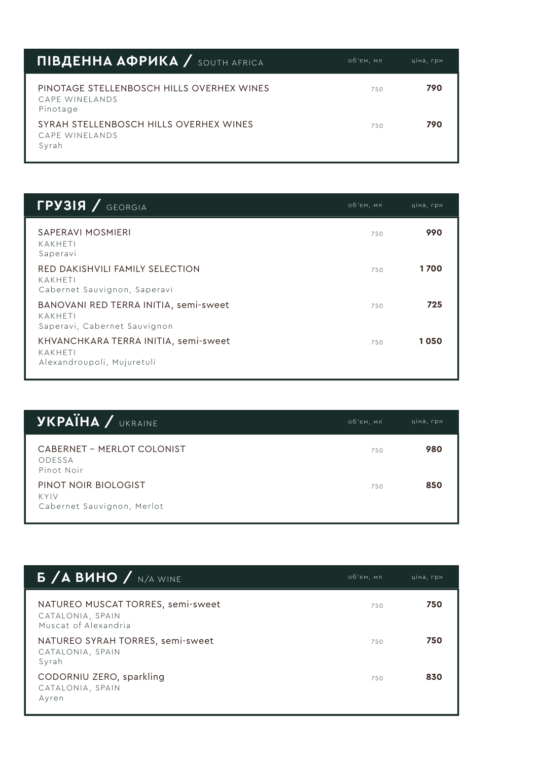## ПІВДЕННА АФРИКА / SOUTH AFRICA

| | об'єм, мл | ціна, грн |
|---|---|---|
| PINOTAGE STELLENBOSCH HILLS OVERHEX WINES<br>CAPE WINELANDS<br>Pinotage | 750 | **790** |
| SYRAH STELLENBOSCH HILLS OVERHEX WINES<br>CAPE WINELANDS<br>Syrah | 750 | **790** |

## ГРУЗІЯ / GEORGIA

| | об'єм, мл | ціна, грн |
|---|---|---|
| SAPERAVI MOSMIERI<br>KAKHETI<br>Saperavi | 750 | **990** |
| RED DAKISHVILI FAMILY SELECTION<br>KAKHETI<br>Cabernet Sauvignon, Saperavi | 750 | **1 700** |
| BANOVANI RED TERRA INITIA, semi-sweet<br>KAKHETI<br>Saperavi, Cabernet Sauvignon | 750 | **725** |
| KHVANCHKARA TERRA INITIA, semi-sweet<br>KAKHETI<br>Alexandroupoli, Mujuretuli | 750 | **1 050** |

## УКРАЇНА / UKRAINE

| | об'єм, мл | ціна, грн |
|---|---|---|
| CABERNET – MERLOT COLONIST<br>ODESSA<br>Pinot Noir | 750 | **980** |
| PINOT NOIR BIOLOGIST<br>KYIV<br>Cabernet Sauvignon, Merlot | 750 | **850** |

## Б /А ВИНО / N/A WINE

| | об'єм, мл | ціна, грн |
|---|---|---|
| NATUREO MUSCAT TORRES, semi-sweet<br>CATALONIA, SPAIN<br>Muscat of Alexandria | 750 | **750** |
| NATUREO SYRAH TORRES, semi-sweet<br>CATALONIA, SPAIN<br>Syrah | 750 | **750** |
| CODORNIU ZERO, sparkling<br>CATALONIA, SPAIN<br>Ayren | 750 | **830** |